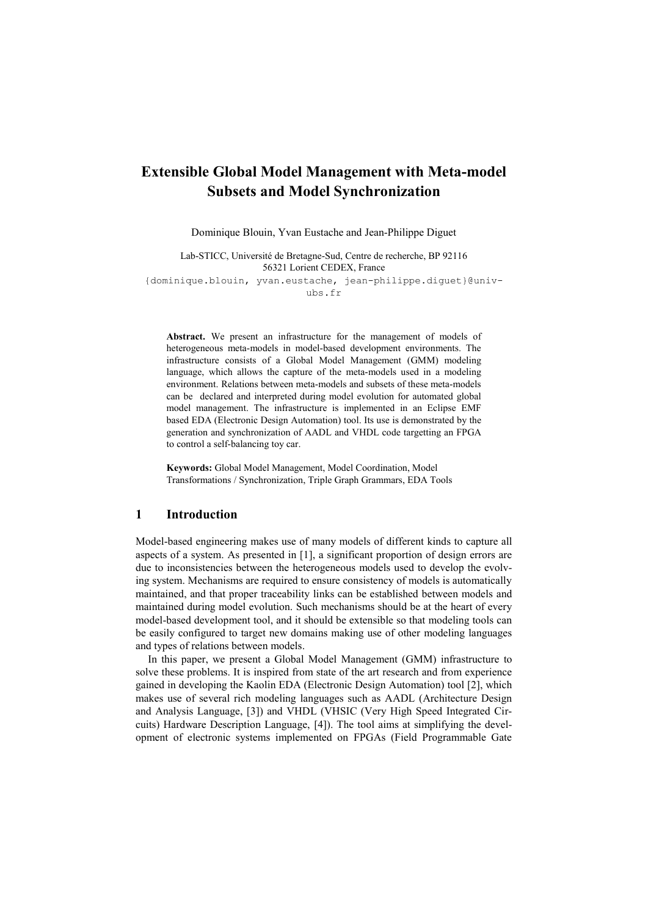# Extensible Global Model Management with Meta-model Subsets and Model Synchronization

Dominique Blouin, Yvan Eustache and Jean-Philippe Diguet

Lab-STICC, Université de Bretagne-Sud, Centre de recherche, BP 92116
56321 Lorient CEDEX, France
{dominique.blouin, yvan.eustache, jean-philippe.diguet}@univ-ubs.fr

**Abstract.** We present an infrastructure for the management of models of heterogeneous meta-models in model-based development environments. The infrastructure consists of a Global Model Management (GMM) modeling language, which allows the capture of the meta-models used in a modeling environment. Relations between meta-models and subsets of these meta-models can be declared and interpreted during model evolution for automated global model management. The infrastructure is implemented in an Eclipse EMF based EDA (Electronic Design Automation) tool. Its use is demonstrated by the generation and synchronization of AADL and VHDL code targetting an FPGA to control a self-balancing toy car.

**Keywords:** Global Model Management, Model Coordination, Model Transformations / Synchronization, Triple Graph Grammars, EDA Tools

## 1 Introduction

Model-based engineering makes use of many models of different kinds to capture all aspects of a system. As presented in [1], a significant proportion of design errors are due to inconsistencies between the heterogeneous models used to develop the evolving system. Mechanisms are required to ensure consistency of models is automatically maintained, and that proper traceability links can be established between models and maintained during model evolution. Such mechanisms should be at the heart of every model-based development tool, and it should be extensible so that modeling tools can be easily configured to target new domains making use of other modeling languages and types of relations between models.

In this paper, we present a Global Model Management (GMM) infrastructure to solve these problems. It is inspired from state of the art research and from experience gained in developing the Kaolin EDA (Electronic Design Automation) tool [2], which makes use of several rich modeling languages such as AADL (Architecture Design and Analysis Language, [3]) and VHDL (VHSIC (Very High Speed Integrated Circuits) Hardware Description Language, [4]). The tool aims at simplifying the development of electronic systems implemented on FPGAs (Field Programmable Gate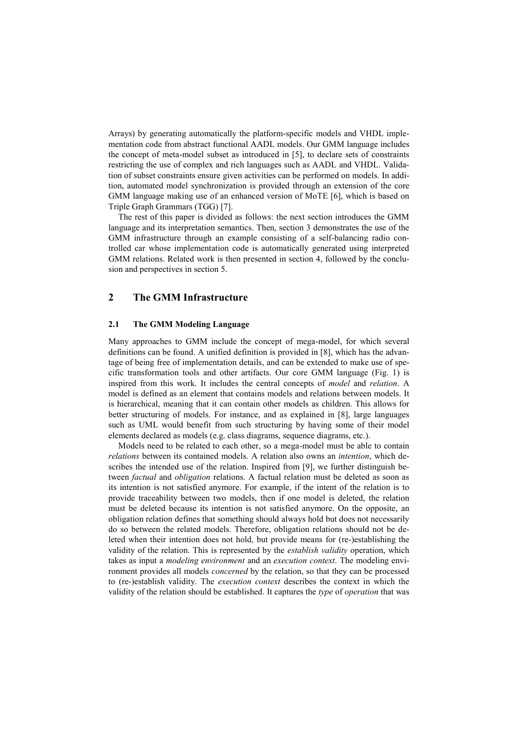Arrays) by generating automatically the platform-specific models and VHDL implementation code from abstract functional AADL models. Our GMM language includes the concept of meta-model subset as introduced in [5], to declare sets of constraints restricting the use of complex and rich languages such as AADL and VHDL. Validation of subset constraints ensure given activities can be performed on models. In addition, automated model synchronization is provided through an extension of the core GMM language making use of an enhanced version of MoTE [6], which is based on Triple Graph Grammars (TGG) [7].

The rest of this paper is divided as follows: the next section introduces the GMM language and its interpretation semantics. Then, section 3 demonstrates the use of the GMM infrastructure through an example consisting of a self-balancing radio controlled car whose implementation code is automatically generated using interpreted GMM relations. Related work is then presented in section 4, followed by the conclusion and perspectives in section 5.

## 2 The GMM Infrastructure

### 2.1 The GMM Modeling Language

Many approaches to GMM include the concept of mega-model, for which several definitions can be found. A unified definition is provided in [8], which has the advantage of being free of implementation details, and can be extended to make use of specific transformation tools and other artifacts. Our core GMM language (Fig. 1) is inspired from this work. It includes the central concepts of *model* and *relation*. A model is defined as an element that contains models and relations between models. It is hierarchical, meaning that it can contain other models as children. This allows for better structuring of models. For instance, and as explained in [8], large languages such as UML would benefit from such structuring by having some of their model elements declared as models (e.g. class diagrams, sequence diagrams, etc.).

Models need to be related to each other, so a mega-model must be able to contain *relations* between its contained models. A relation also owns an *intention*, which describes the intended use of the relation. Inspired from [9], we further distinguish between *factual* and *obligation* relations. A factual relation must be deleted as soon as its intention is not satisfied anymore. For example, if the intent of the relation is to provide traceability between two models, then if one model is deleted, the relation must be deleted because its intention is not satisfied anymore. On the opposite, an obligation relation defines that something should always hold but does not necessarily do so between the related models. Therefore, obligation relations should not be deleted when their intention does not hold, but provide means for (re-)establishing the validity of the relation. This is represented by the *establish validity* operation, which takes as input a *modeling environment* and an *execution context*. The modeling environment provides all models *concerned* by the relation, so that they can be processed to (re-)establish validity. The *execution context* describes the context in which the validity of the relation should be established. It captures the *type* of *operation* that was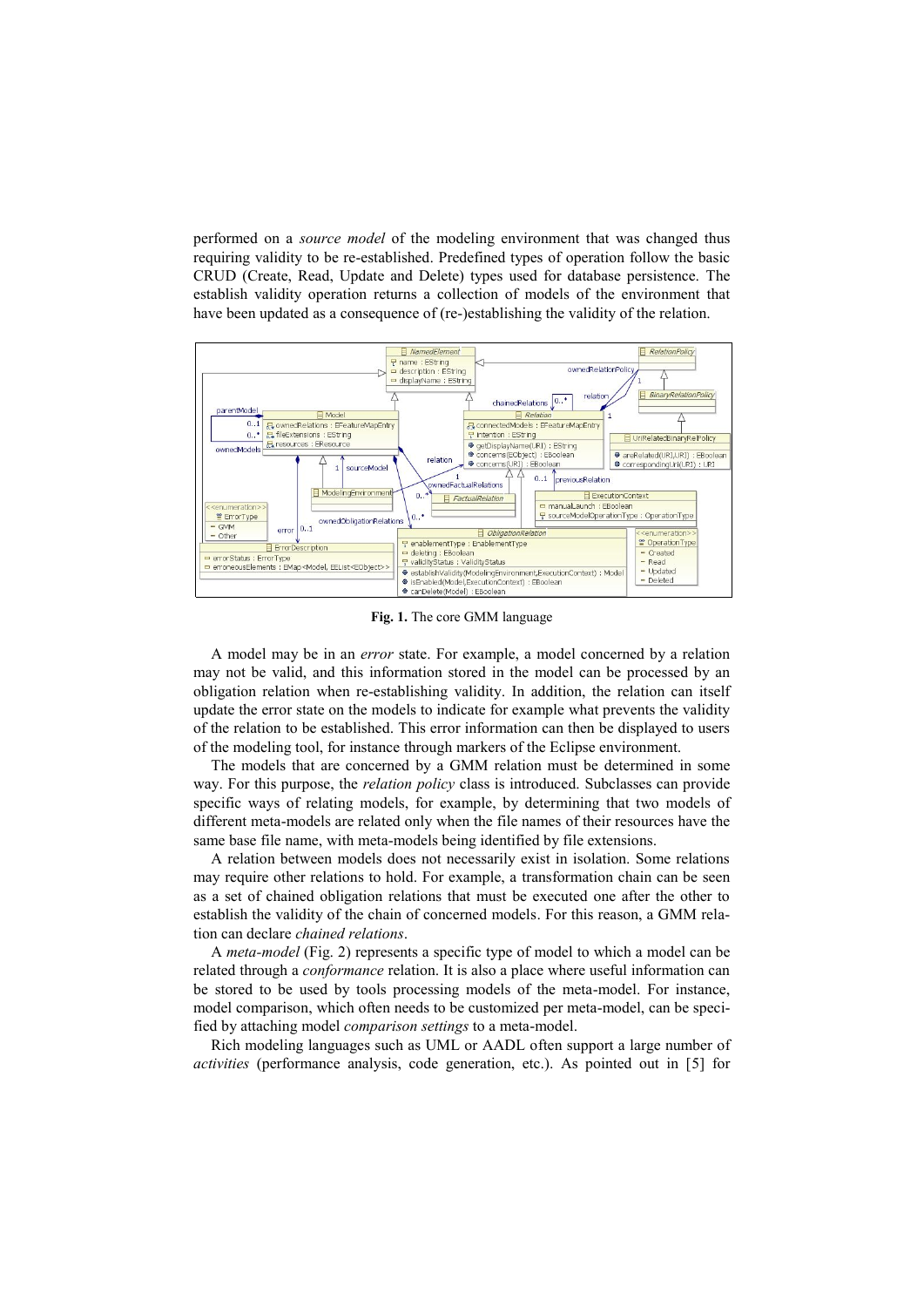performed on a *source model* of the modeling environment that was changed thus requiring validity to be re-established. Predefined types of operation follow the basic CRUD (Create, Read, Update and Delete) types used for database persistence. The establish validity operation returns a collection of models of the environment that have been updated as a consequence of (re-)establishing the validity of the relation.

**Fig. 1.** The core GMM language

A model may be in an *error* state. For example, a model concerned by a relation may not be valid, and this information stored in the model can be processed by an obligation relation when re-establishing validity. In addition, the relation can itself update the error state on the models to indicate for example what prevents the validity of the relation to be established. This error information can then be displayed to users of the modeling tool, for instance through markers of the Eclipse environment.

The models that are concerned by a GMM relation must be determined in some way. For this purpose, the *relation policy* class is introduced. Subclasses can provide specific ways of relating models, for example, by determining that two models of different meta-models are related only when the file names of their resources have the same base file name, with meta-models being identified by file extensions.

A relation between models does not necessarily exist in isolation. Some relations may require other relations to hold. For example, a transformation chain can be seen as a set of chained obligation relations that must be executed one after the other to establish the validity of the chain of concerned models. For this reason, a GMM relation can declare *chained relations*.

A *meta-model* (Fig. 2) represents a specific type of model to which a model can be related through a *conformance* relation. It is also a place where useful information can be stored to be used by tools processing models of the meta-model. For instance, model comparison, which often needs to be customized per meta-model, can be specified by attaching model *comparison settings* to a meta-model.

Rich modeling languages such as UML or AADL often support a large number of *activities* (performance analysis, code generation, etc.). As pointed out in [5] for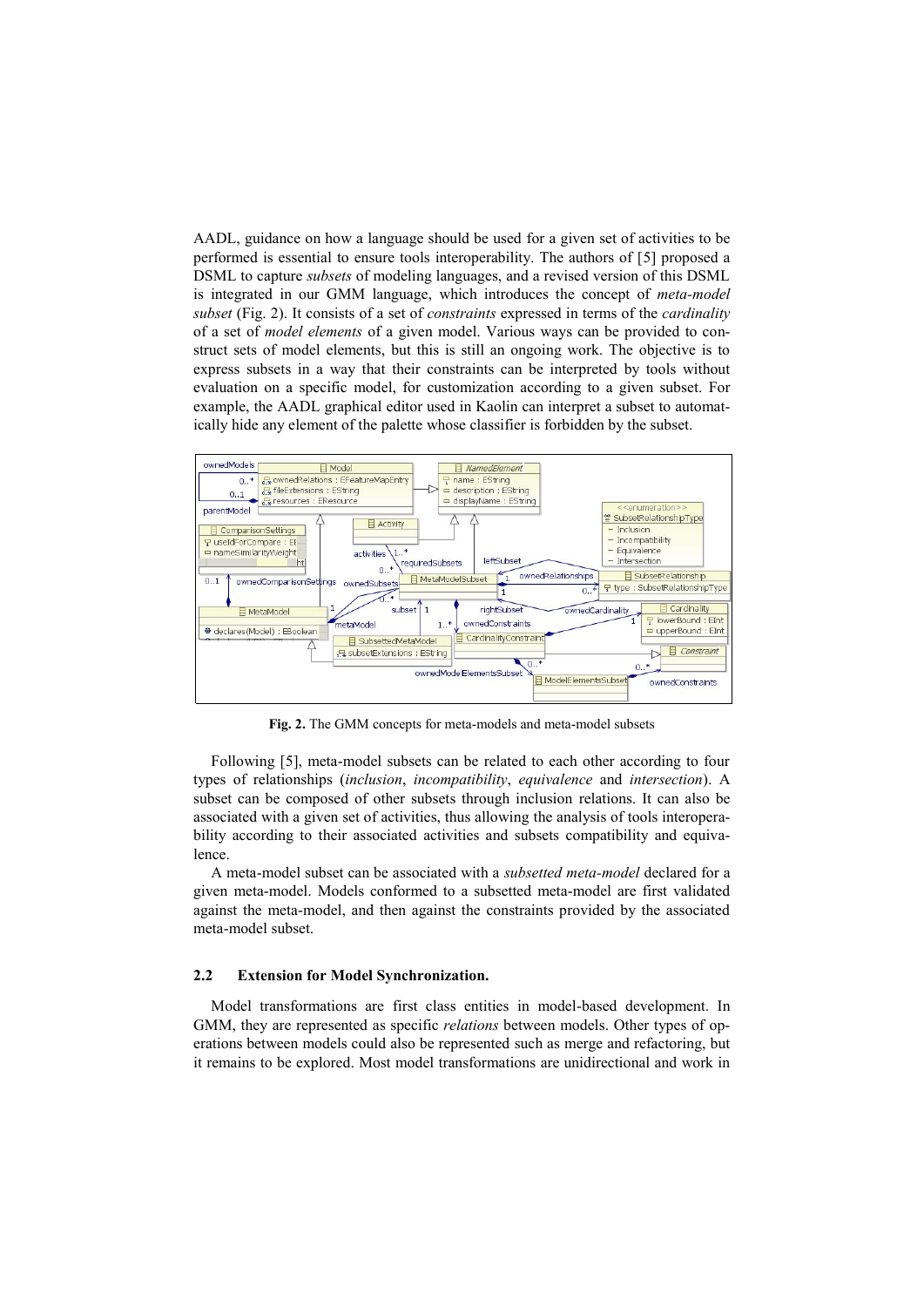AADL, guidance on how a language should be used for a given set of activities to be performed is essential to ensure tools interoperability. The authors of [5] proposed a DSML to capture *subsets* of modeling languages, and a revised version of this DSML is integrated in our GMM language, which introduces the concept of *meta-model subset* (Fig. 2). It consists of a set of *constraints* expressed in terms of the *cardinality* of a set of *model elements* of a given model. Various ways can be provided to construct sets of model elements, but this is still an ongoing work. The objective is to express subsets in a way that their constraints can be interpreted by tools without evaluation on a specific model, for customization according to a given subset. For example, the AADL graphical editor used in Kaolin can interpret a subset to automatically hide any element of the palette whose classifier is forbidden by the subset.

**Fig. 2.** The GMM concepts for meta-models and meta-model subsets

Following [5], meta-model subsets can be related to each other according to four types of relationships (*inclusion*, *incompatibility*, *equivalence* and *intersection*). A subset can be composed of other subsets through inclusion relations. It can also be associated with a given set of activities, thus allowing the analysis of tools interoperability according to their associated activities and subsets compatibility and equivalence.

A meta-model subset can be associated with a *subsetted meta-model* declared for a given meta-model. Models conformed to a subsetted meta-model are first validated against the meta-model, and then against the constraints provided by the associated meta-model subset.

### 2.2 Extension for Model Synchronization.

Model transformations are first class entities in model-based development. In GMM, they are represented as specific *relations* between models. Other types of operations between models could also be represented such as merge and refactoring, but it remains to be explored. Most model transformations are unidirectional and work in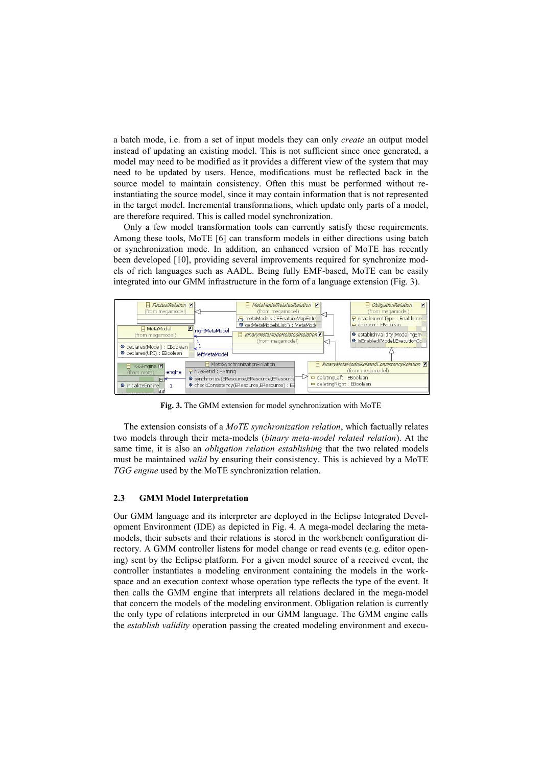a batch mode, i.e. from a set of input models they can only *create* an output model instead of updating an existing model. This is not sufficient since once generated, a model may need to be modified as it provides a different view of the system that may need to be updated by users. Hence, modifications must be reflected back in the source model to maintain consistency. Often this must be performed without re-instantiating the source model, since it may contain information that is not represented in the target model. Incremental transformations, which update only parts of a model, are therefore required. This is called model synchronization.

Only a few model transformation tools can currently satisfy these requirements. Among these tools, MoTE [6] can transform models in either directions using batch or synchronization mode. In addition, an enhanced version of MoTE has recently been developed [10], providing several improvements required for synchronize models of rich languages such as AADL. Being fully EMF-based, MoTE can be easily integrated into our GMM infrastructure in the form of a language extension (Fig. 3).

**Fig. 3.** The GMM extension for model synchronization with MoTE

The extension consists of a *MoTE synchronization relation*, which factually relates two models through their meta-models (*binary meta-model related relation*). At the same time, it is also an *obligation relation establishing* that the two related models must be maintained *valid* by ensuring their consistency. This is achieved by a MoTE *TGG engine* used by the MoTE synchronization relation.

### 2.3 GMM Model Interpretation

Our GMM language and its interpreter are deployed in the Eclipse Integrated Development Environment (IDE) as depicted in Fig. 4. A mega-model declaring the meta-models, their subsets and their relations is stored in the workbench configuration directory. A GMM controller listens for model change or read events (e.g. editor opening) sent by the Eclipse platform. For a given model source of a received event, the controller instantiates a modeling environment containing the models in the workspace and an execution context whose operation type reflects the type of the event. It then calls the GMM engine that interprets all relations declared in the mega-model that concern the models of the modeling environment. Obligation relation is currently the only type of relations interpreted in our GMM language. The GMM engine calls the *establish validity* operation passing the created modeling environment and execu-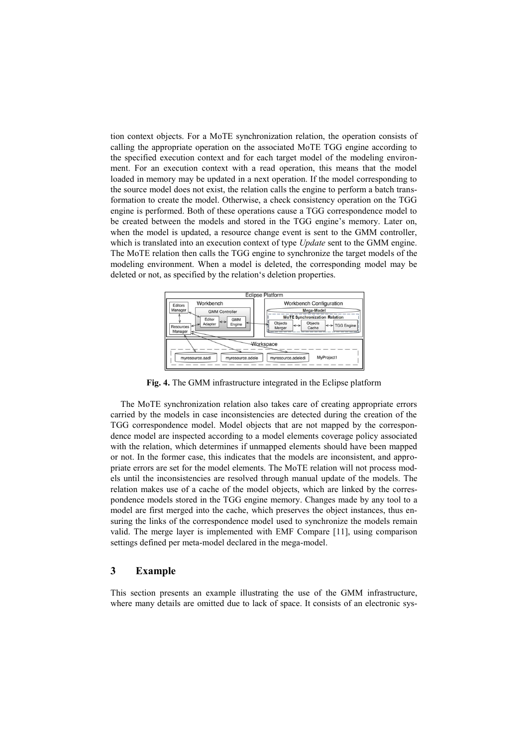tion context objects. For a MoTE synchronization relation, the operation consists of calling the appropriate operation on the associated MoTE TGG engine according to the specified execution context and for each target model of the modeling environment. For an execution context with a read operation, this means that the model loaded in memory may be updated in a next operation. If the model corresponding to the source model does not exist, the relation calls the engine to perform a batch transformation to create the model. Otherwise, a check consistency operation on the TGG engine is performed. Both of these operations cause a TGG correspondence model to be created between the models and stored in the TGG engine's memory. Later on, when the model is updated, a resource change event is sent to the GMM controller, which is translated into an execution context of type *Update* sent to the GMM engine. The MoTE relation then calls the TGG engine to synchronize the target models of the modeling environment. When a model is deleted, the corresponding model may be deleted or not, as specified by the relation's deletion properties.

**Fig. 4.** The GMM infrastructure integrated in the Eclipse platform

The MoTE synchronization relation also takes care of creating appropriate errors carried by the models in case inconsistencies are detected during the creation of the TGG correspondence model. Model objects that are not mapped by the correspondence model are inspected according to a model elements coverage policy associated with the relation, which determines if unmapped elements should have been mapped or not. In the former case, this indicates that the models are inconsistent, and appropriate errors are set for the model elements. The MoTE relation will not process models until the inconsistencies are resolved through manual update of the models. The relation makes use of a cache of the model objects, which are linked by the correspondence models stored in the TGG engine memory. Changes made by any tool to a model are first merged into the cache, which preserves the object instances, thus ensuring the links of the correspondence model used to synchronize the models remain valid. The merge layer is implemented with EMF Compare [11], using comparison settings defined per meta-model declared in the mega-model.

## 3 Example

This section presents an example illustrating the use of the GMM infrastructure, where many details are omitted due to lack of space. It consists of an electronic sys-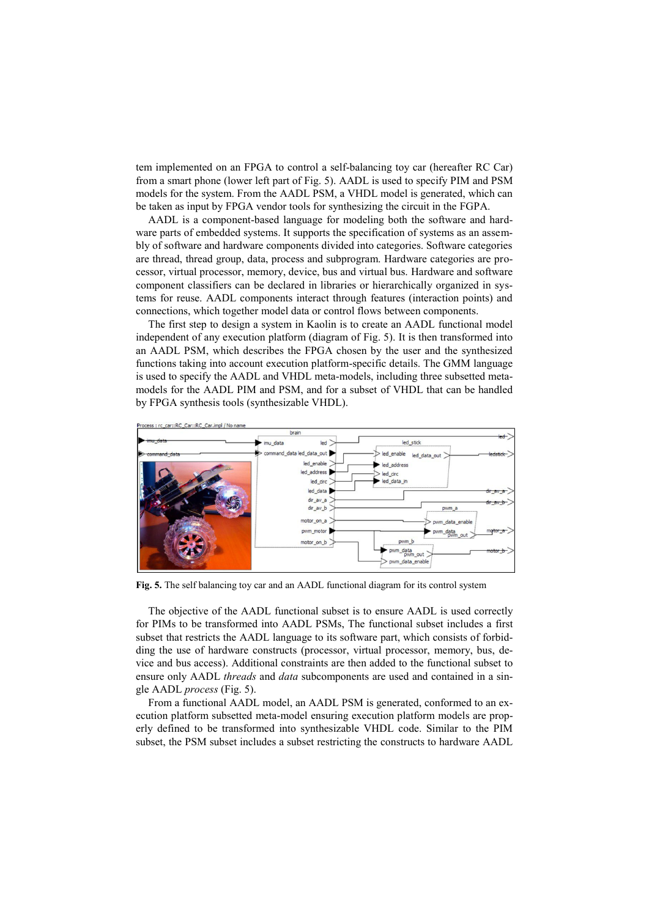tem implemented on an FPGA to control a self-balancing toy car (hereafter RC Car) from a smart phone (lower left part of Fig. 5). AADL is used to specify PIM and PSM models for the system. From the AADL PSM, a VHDL model is generated, which can be taken as input by FPGA vendor tools for synthesizing the circuit in the FGPA.

AADL is a component-based language for modeling both the software and hardware parts of embedded systems. It supports the specification of systems as an assembly of software and hardware components divided into categories. Software categories are thread, thread group, data, process and subprogram. Hardware categories are processor, virtual processor, memory, device, bus and virtual bus. Hardware and software component classifiers can be declared in libraries or hierarchically organized in systems for reuse. AADL components interact through features (interaction points) and connections, which together model data or control flows between components.

The first step to design a system in Kaolin is to create an AADL functional model independent of any execution platform (diagram of Fig. 5). It is then transformed into an AADL PSM, which describes the FPGA chosen by the user and the synthesized functions taking into account execution platform-specific details. The GMM language is used to specify the AADL and VHDL meta-models, including three subsetted meta-models for the AADL PIM and PSM, and for a subset of VHDL that can be handled by FPGA synthesis tools (synthesizable VHDL).

**Fig. 5.** The self balancing toy car and an AADL functional diagram for its control system

The objective of the AADL functional subset is to ensure AADL is used correctly for PIMs to be transformed into AADL PSMs, The functional subset includes a first subset that restricts the AADL language to its software part, which consists of forbidding the use of hardware constructs (processor, virtual processor, memory, bus, device and bus access). Additional constraints are then added to the functional subset to ensure only AADL *threads* and *data* subcomponents are used and contained in a single AADL *process* (Fig. 5).

From a functional AADL model, an AADL PSM is generated, conformed to an execution platform subsetted meta-model ensuring execution platform models are properly defined to be transformed into synthesizable VHDL code. Similar to the PIM subset, the PSM subset includes a subset restricting the constructs to hardware AADL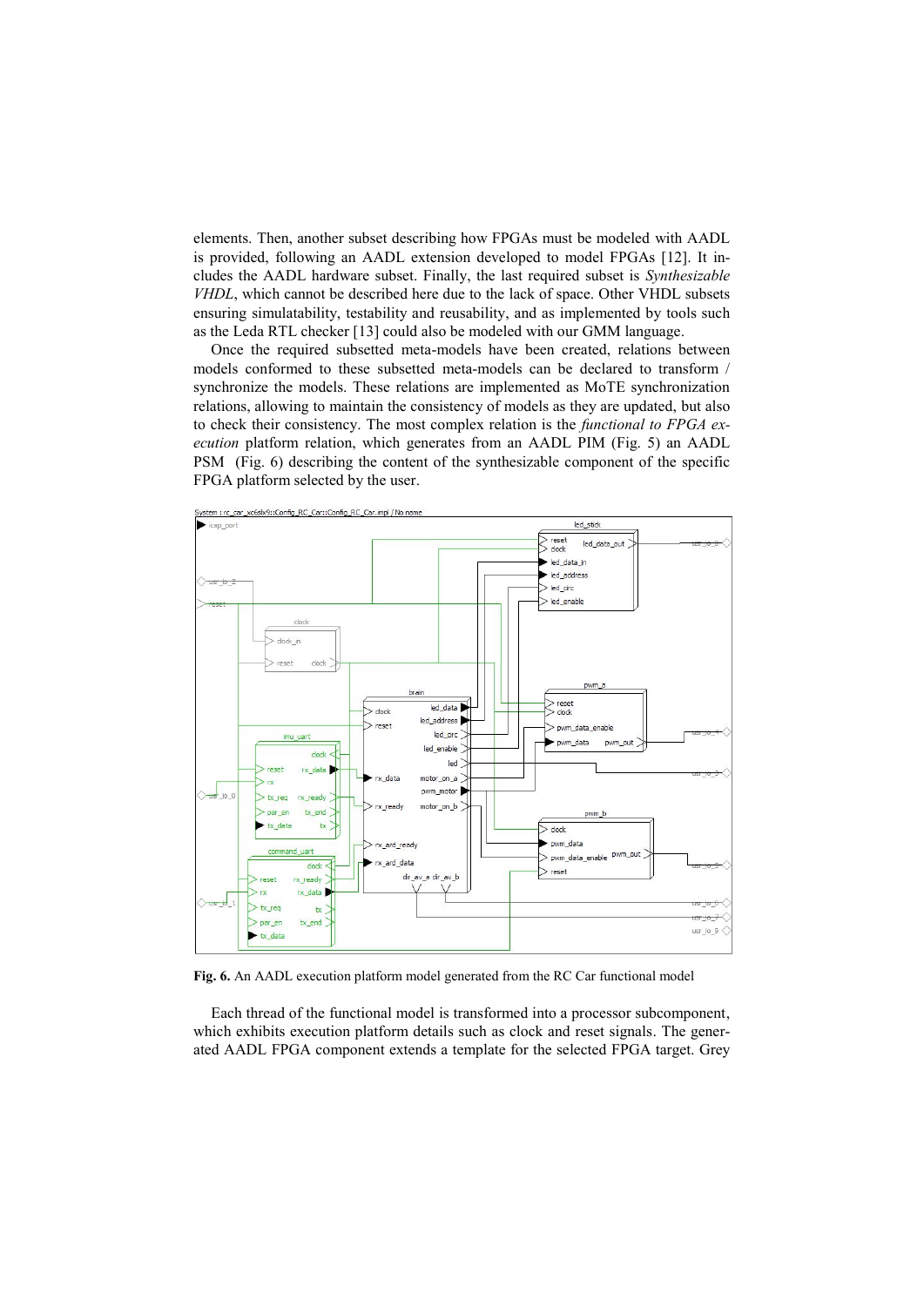elements. Then, another subset describing how FPGAs must be modeled with AADL is provided, following an AADL extension developed to model FPGAs [12]. It includes the AADL hardware subset. Finally, the last required subset is *Synthesizable VHDL*, which cannot be described here due to the lack of space. Other VHDL subsets ensuring simulatability, testability and reusability, and as implemented by tools such as the Leda RTL checker [13] could also be modeled with our GMM language.

Once the required subsetted meta-models have been created, relations between models conformed to these subsetted meta-models can be declared to transform / synchronize the models. These relations are implemented as MoTE synchronization relations, allowing to maintain the consistency of models as they are updated, but also to check their consistency. The most complex relation is the *functional to FPGA execution* platform relation, which generates from an AADL PIM (Fig. 5) an AADL PSM (Fig. 6) describing the content of the synthesizable component of the specific FPGA platform selected by the user.

**Fig. 6.** An AADL execution platform model generated from the RC Car functional model

Each thread of the functional model is transformed into a processor subcomponent, which exhibits execution platform details such as clock and reset signals. The generated AADL FPGA component extends a template for the selected FPGA target. Grey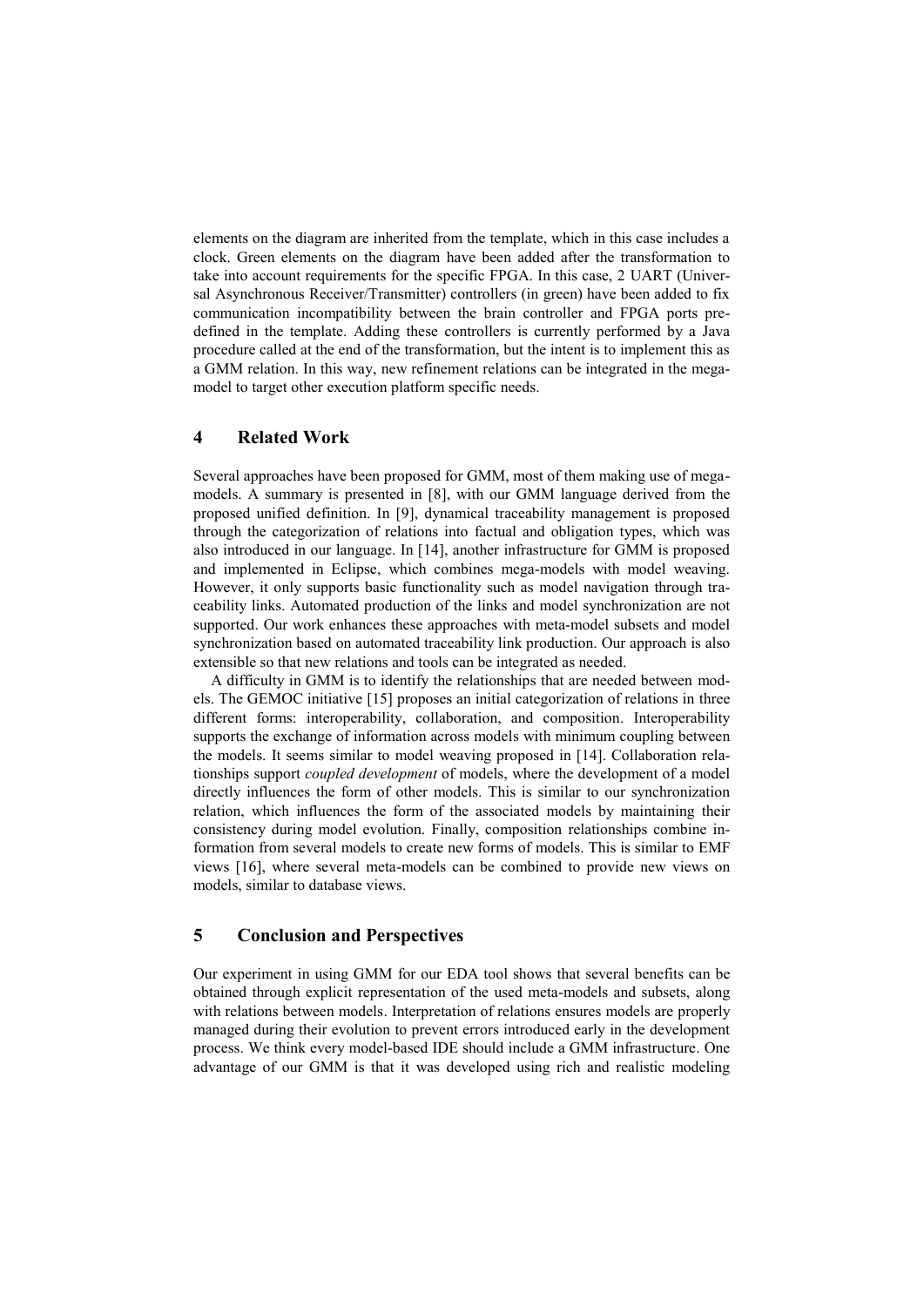elements on the diagram are inherited from the template, which in this case includes a clock. Green elements on the diagram have been added after the transformation to take into account requirements for the specific FPGA. In this case, 2 UART (Universal Asynchronous Receiver/Transmitter) controllers (in green) have been added to fix communication incompatibility between the brain controller and FPGA ports predefined in the template. Adding these controllers is currently performed by a Java procedure called at the end of the transformation, but the intent is to implement this as a GMM relation. In this way, new refinement relations can be integrated in the mega-model to target other execution platform specific needs.

## 4 Related Work

Several approaches have been proposed for GMM, most of them making use of mega-models. A summary is presented in [8], with our GMM language derived from the proposed unified definition. In [9], dynamical traceability management is proposed through the categorization of relations into factual and obligation types, which was also introduced in our language. In [14], another infrastructure for GMM is proposed and implemented in Eclipse, which combines mega-models with model weaving. However, it only supports basic functionality such as model navigation through traceability links. Automated production of the links and model synchronization are not supported. Our work enhances these approaches with meta-model subsets and model synchronization based on automated traceability link production. Our approach is also extensible so that new relations and tools can be integrated as needed.

A difficulty in GMM is to identify the relationships that are needed between models. The GEMOC initiative [15] proposes an initial categorization of relations in three different forms: interoperability, collaboration, and composition. Interoperability supports the exchange of information across models with minimum coupling between the models. It seems similar to model weaving proposed in [14]. Collaboration relationships support *coupled development* of models, where the development of a model directly influences the form of other models. This is similar to our synchronization relation, which influences the form of the associated models by maintaining their consistency during model evolution. Finally, composition relationships combine information from several models to create new forms of models. This is similar to EMF views [16], where several meta-models can be combined to provide new views on models, similar to database views.

## 5 Conclusion and Perspectives

Our experiment in using GMM for our EDA tool shows that several benefits can be obtained through explicit representation of the used meta-models and subsets, along with relations between models. Interpretation of relations ensures models are properly managed during their evolution to prevent errors introduced early in the development process. We think every model-based IDE should include a GMM infrastructure. One advantage of our GMM is that it was developed using rich and realistic modeling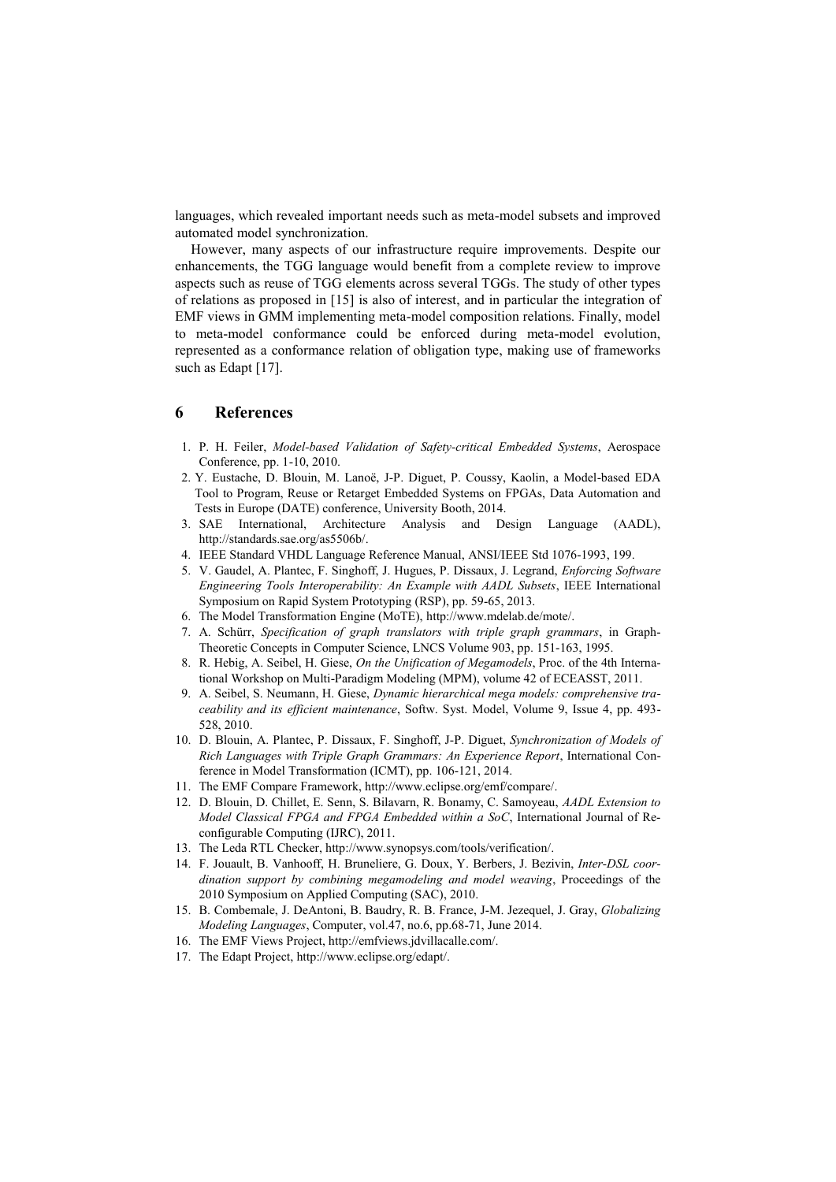languages, which revealed important needs such as meta-model subsets and improved automated model synchronization.

However, many aspects of our infrastructure require improvements. Despite our enhancements, the TGG language would benefit from a complete review to improve aspects such as reuse of TGG elements across several TGGs. The study of other types of relations as proposed in [15] is also of interest, and in particular the integration of EMF views in GMM implementing meta-model composition relations. Finally, model to meta-model conformance could be enforced during meta-model evolution, represented as a conformance relation of obligation type, making use of frameworks such as Edapt [17].

# 6 References

1. P. H. Feiler, *Model-based Validation of Safety-critical Embedded Systems*, Aerospace Conference, pp. 1-10, 2010.
2. Y. Eustache, D. Blouin, M. Lanoë, J-P. Diguet, P. Coussy, Kaolin, a Model-based EDA Tool to Program, Reuse or Retarget Embedded Systems on FPGAs, Data Automation and Tests in Europe (DATE) conference, University Booth, 2014.
3. SAE International, Architecture Analysis and Design Language (AADL), http://standards.sae.org/as5506b/.
4. IEEE Standard VHDL Language Reference Manual, ANSI/IEEE Std 1076-1993, 199.
5. V. Gaudel, A. Plantec, F. Singhoff, J. Hugues, P. Dissaux, J. Legrand, *Enforcing Software Engineering Tools Interoperability: An Example with AADL Subsets*, IEEE International Symposium on Rapid System Prototyping (RSP), pp. 59-65, 2013.
6. The Model Transformation Engine (MoTE), http://www.mdelab.de/mote/.
7. A. Schürr, *Specification of graph translators with triple graph grammars*, in Graph-Theoretic Concepts in Computer Science, LNCS Volume 903, pp. 151-163, 1995.
8. R. Hebig, A. Seibel, H. Giese, *On the Unification of Megamodels*, Proc. of the 4th International Workshop on Multi-Paradigm Modeling (MPM), volume 42 of ECEASST, 2011.
9. A. Seibel, S. Neumann, H. Giese, *Dynamic hierarchical mega models: comprehensive traceability and its efficient maintenance*, Softw. Syst. Model, Volume 9, Issue 4, pp. 493-528, 2010.
10. D. Blouin, A. Plantec, P. Dissaux, F. Singhoff, J-P. Diguet, *Synchronization of Models of Rich Languages with Triple Graph Grammars: An Experience Report*, International Conference in Model Transformation (ICMT), pp. 106-121, 2014.
11. The EMF Compare Framework, http://www.eclipse.org/emf/compare/.
12. D. Blouin, D. Chillet, E. Senn, S. Bilavarn, R. Bonamy, C. Samoyeau, *AADL Extension to Model Classical FPGA and FPGA Embedded within a SoC*, International Journal of Reconfigurable Computing (IJRC), 2011.
13. The Leda RTL Checker, http://www.synopsys.com/tools/verification/.
14. F. Jouault, B. Vanhooff, H. Bruneliere, G. Doux, Y. Berbers, J. Bezivin, *Inter-DSL coordination support by combining megamodeling and model weaving*, Proceedings of the 2010 Symposium on Applied Computing (SAC), 2010.
15. B. Combemale, J. DeAntoni, B. Baudry, R. B. France, J-M. Jezequel, J. Gray, *Globalizing Modeling Languages*, Computer, vol.47, no.6, pp.68-71, June 2014.
16. The EMF Views Project, http://emfviews.jdvillacalle.com/.
17. The Edapt Project, http://www.eclipse.org/edapt/.